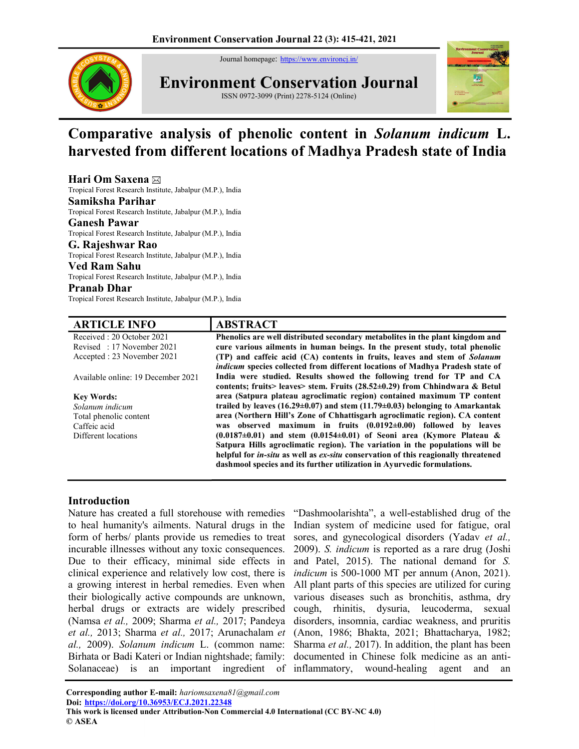Journal homepage: https://www.environcj.in/

# Environment Conservation Journal

ISSN 0972-3099 (Print) 2278-5124 (Online)

# Comparative analysis of phenolic content in *Solanum indicum* L. harvested from different locations of Madhya Pradesh state of India

**Hari Om Saxena** ✉
Tropical Forest Research Institute, Jabalpur (M.P.), India

**Samiksha Parihar**
Tropical Forest Research Institute, Jabalpur (M.P.), India

**Ganesh Pawar**
Tropical Forest Research Institute, Jabalpur (M.P.), India

**G. Rajeshwar Rao**
Tropical Forest Research Institute, Jabalpur (M.P.), India

**Ved Ram Sahu**
Tropical Forest Research Institute, Jabalpur (M.P.), India

**Pranab Dhar**
Tropical Forest Research Institute, Jabalpur (M.P.), India

## ARTICLE INFO

Received : 20 October 2021
Revised : 17 November 2021
Accepted : 23 November 2021

Available online: 19 December 2021

**Key Words:**
*Solanum indicum*
Total phenolic content
Caffeic acid
Different locations

## ABSTRACT

**Phenolics are well distributed secondary metabolites in the plant kingdom and cure various ailments in human beings. In the present study, total phenolic (TP) and caffeic acid (CA) contents in fruits, leaves and stem of *Solanum indicum* species collected from different locations of Madhya Pradesh state of India were studied. Results showed the following trend for TP and CA contents; fruits> leaves> stem. Fruits (28.52±0.29) from Chhindwara & Betul area (Satpura plateau agroclimatic region) contained maximum TP content trailed by leaves (16.29±0.07) and stem (11.79±0.03) belonging to Amarkantak area (Northern Hill's Zone of Chhattisgarh agroclimatic region). CA content was observed maximum in fruits (0.0192±0.00) followed by leaves (0.0187±0.01) and stem (0.0154±0.01) of Seoni area (Kymore Plateau & Satpura Hills agroclimatic region). The variation in the populations will be helpful for *in-situ* as well as *ex-situ* conservation of this reagionally threatened dashmool species and its further utilization in Ayurvedic formulations.**

## Introduction

Nature has created a full storehouse with remedies to heal humanity's ailments. Natural drugs in the form of herbs/ plants provide us remedies to treat incurable illnesses without any toxic consequences. Due to their efficacy, minimal side effects in clinical experience and relatively low cost, there is a growing interest in herbal remedies. Even when their biologically active compounds are unknown, herbal drugs or extracts are widely prescribed (Namsa *et al.,* 2009; Sharma *et al.,* 2017; Pandeya *et al.,* 2013; Sharma *et al.,* 2017; Arunachalam *et al.,* 2009). *Solanum indicum* L. (common name: Birhata or Badi Kateri or Indian nightshade; family: Solanaceae) is an important ingredient of "Dashmoolarishta", a well-established drug of the Indian system of medicine used for fatigue, oral sores, and gynecological disorders (Yadav *et al.,* 2009). *S. indicum* is reported as a rare drug (Joshi and Patel, 2015). The national demand for *S. indicum* is 500-1000 MT per annum (Anon, 2021). All plant parts of this species are utilized for curing various diseases such as bronchitis, asthma, dry cough, rhinitis, dysuria, leucoderma, sexual disorders, insomnia, cardiac weakness, and pruritis (Anon, 1986; Bhakta, 2021; Bhattacharya, 1982; Sharma *et al.,* 2017). In addition, the plant has been documented in Chinese folk medicine as an anti-inflammatory, wound-healing agent and an

**Corresponding author E-mail:** *hariomsaxena81@gmail.com*
**Doi: https://doi.org/10.36953/ECJ.2021.22348**
**This work is licensed under Attribution-Non Commercial 4.0 International (CC BY-NC 4.0)**
**© ASEA**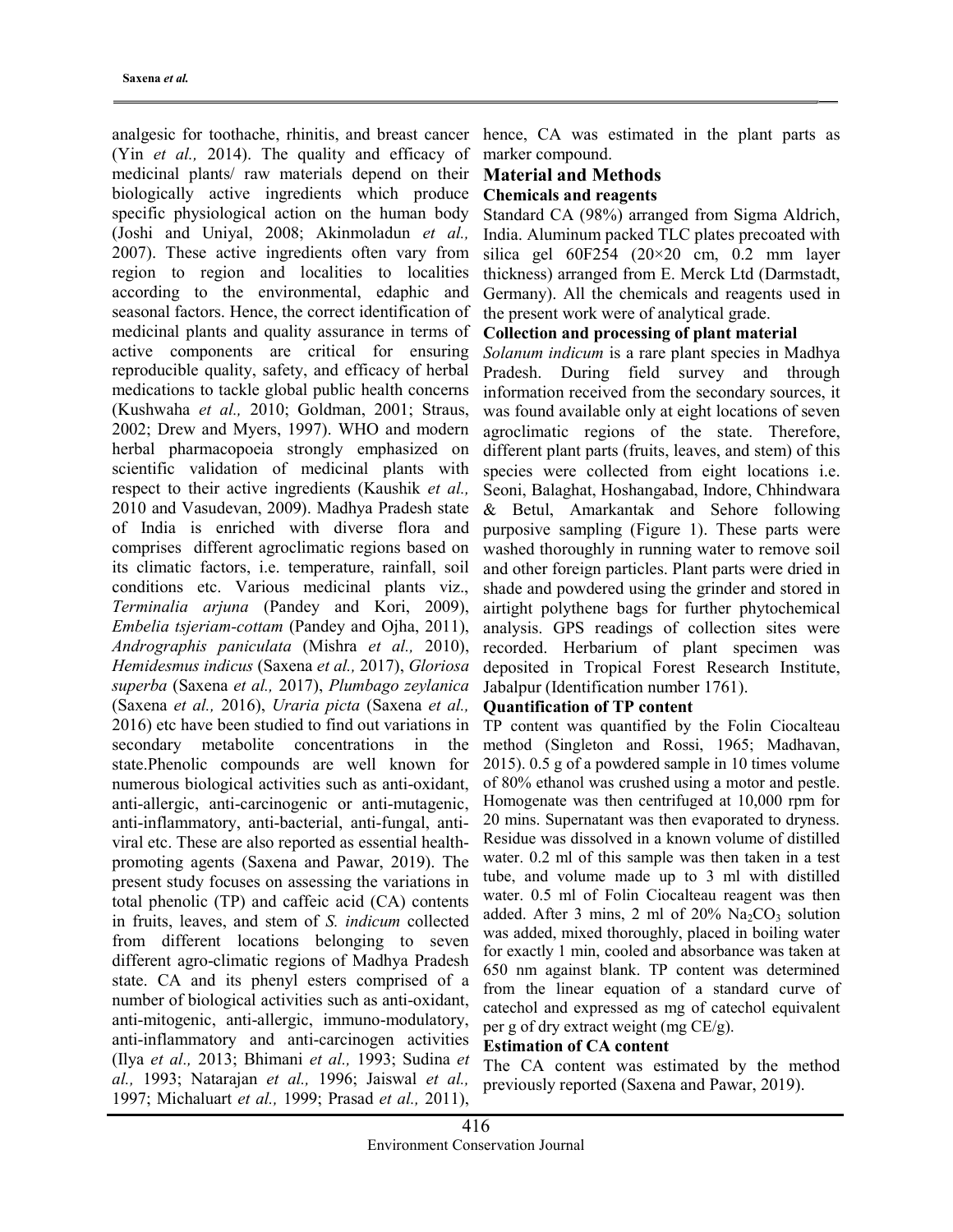analgesic for toothache, rhinitis, and breast cancer (Yin *et al.,* 2014). The quality and efficacy of medicinal plants/ raw materials depend on their biologically active ingredients which produce specific physiological action on the human body (Joshi and Uniyal, 2008; Akinmoladun *et al.,* 2007). These active ingredients often vary from region to region and localities to localities according to the environmental, edaphic and seasonal factors. Hence, the correct identification of medicinal plants and quality assurance in terms of active components are critical for ensuring reproducible quality, safety, and efficacy of herbal medications to tackle global public health concerns (Kushwaha *et al.,* 2010; Goldman, 2001; Straus, 2002; Drew and Myers, 1997). WHO and modern herbal pharmacopoeia strongly emphasized on scientific validation of medicinal plants with respect to their active ingredients (Kaushik *et al.,* 2010 and Vasudevan, 2009). Madhya Pradesh state of India is enriched with diverse flora and comprises different agroclimatic regions based on its climatic factors, i.e. temperature, rainfall, soil conditions etc. Various medicinal plants viz., *Terminalia arjuna* (Pandey and Kori, 2009), *Embelia tsjeriam-cottam* (Pandey and Ojha, 2011), *Andrographis paniculata* (Mishra *et al.,* 2010), *Hemidesmus indicus* (Saxena *et al.,* 2017), *Gloriosa superba* (Saxena *et al.,* 2017), *Plumbago zeylanica* (Saxena *et al.,* 2016), *Uraria picta* (Saxena *et al.,* 2016) etc have been studied to find out variations in secondary metabolite concentrations in the state.Phenolic compounds are well known for numerous biological activities such as anti-oxidant, anti-allergic, anti-carcinogenic or anti-mutagenic, anti-inflammatory, anti-bacterial, anti-fungal, anti-viral etc. These are also reported as essential health-promoting agents (Saxena and Pawar, 2019). The present study focuses on assessing the variations in total phenolic (TP) and caffeic acid (CA) contents in fruits, leaves, and stem of *S. indicum* collected from different locations belonging to seven different agro-climatic regions of Madhya Pradesh state. CA and its phenyl esters comprised of a number of biological activities such as anti-oxidant, anti-mitogenic, anti-allergic, immuno-modulatory, anti-inflammatory and anti-carcinogen activities (Ilya *et al.,* 2013; Bhimani *et al.,* 1993; Sudina *et al.,* 1993; Natarajan *et al.,* 1996; Jaiswal *et al.,* 1997; Michaluart *et al.,* 1999; Prasad *et al.,* 2011), hence, CA was estimated in the plant parts as marker compound.

## Material and Methods

### Chemicals and reagents

Standard CA (98%) arranged from Sigma Aldrich, India. Aluminum packed TLC plates precoated with silica gel 60F254 (20×20 cm, 0.2 mm layer thickness) arranged from E. Merck Ltd (Darmstadt, Germany). All the chemicals and reagents used in the present work were of analytical grade.

### Collection and processing of plant material

*Solanum indicum* is a rare plant species in Madhya Pradesh. During field survey and through information received from the secondary sources, it was found available only at eight locations of seven agroclimatic regions of the state. Therefore, different plant parts (fruits, leaves, and stem) of this species were collected from eight locations i.e. Seoni, Balaghat, Hoshangabad, Indore, Chhindwara & Betul, Amarkantak and Sehore following purposive sampling (Figure 1). These parts were washed thoroughly in running water to remove soil and other foreign particles. Plant parts were dried in shade and powdered using the grinder and stored in airtight polythene bags for further phytochemical analysis. GPS readings of collection sites were recorded. Herbarium of plant specimen was deposited in Tropical Forest Research Institute, Jabalpur (Identification number 1761).

### Quantification of TP content

TP content was quantified by the Folin Ciocalteau method (Singleton and Rossi, 1965; Madhavan, 2015). 0.5 g of a powdered sample in 10 times volume of 80% ethanol was crushed using a motor and pestle. Homogenate was then centrifuged at 10,000 rpm for 20 mins. Supernatant was then evaporated to dryness. Residue was dissolved in a known volume of distilled water. 0.2 ml of this sample was then taken in a test tube, and volume made up to 3 ml with distilled water. 0.5 ml of Folin Ciocalteau reagent was then added. After 3 mins, 2 ml of 20% $Na_2CO_3$ solution was added, mixed thoroughly, placed in boiling water for exactly 1 min, cooled and absorbance was taken at 650 nm against blank. TP content was determined from the linear equation of a standard curve of catechol and expressed as mg of catechol equivalent per g of dry extract weight (mg CE/g).

### Estimation of CA content

The CA content was estimated by the method previously reported (Saxena and Pawar, 2019).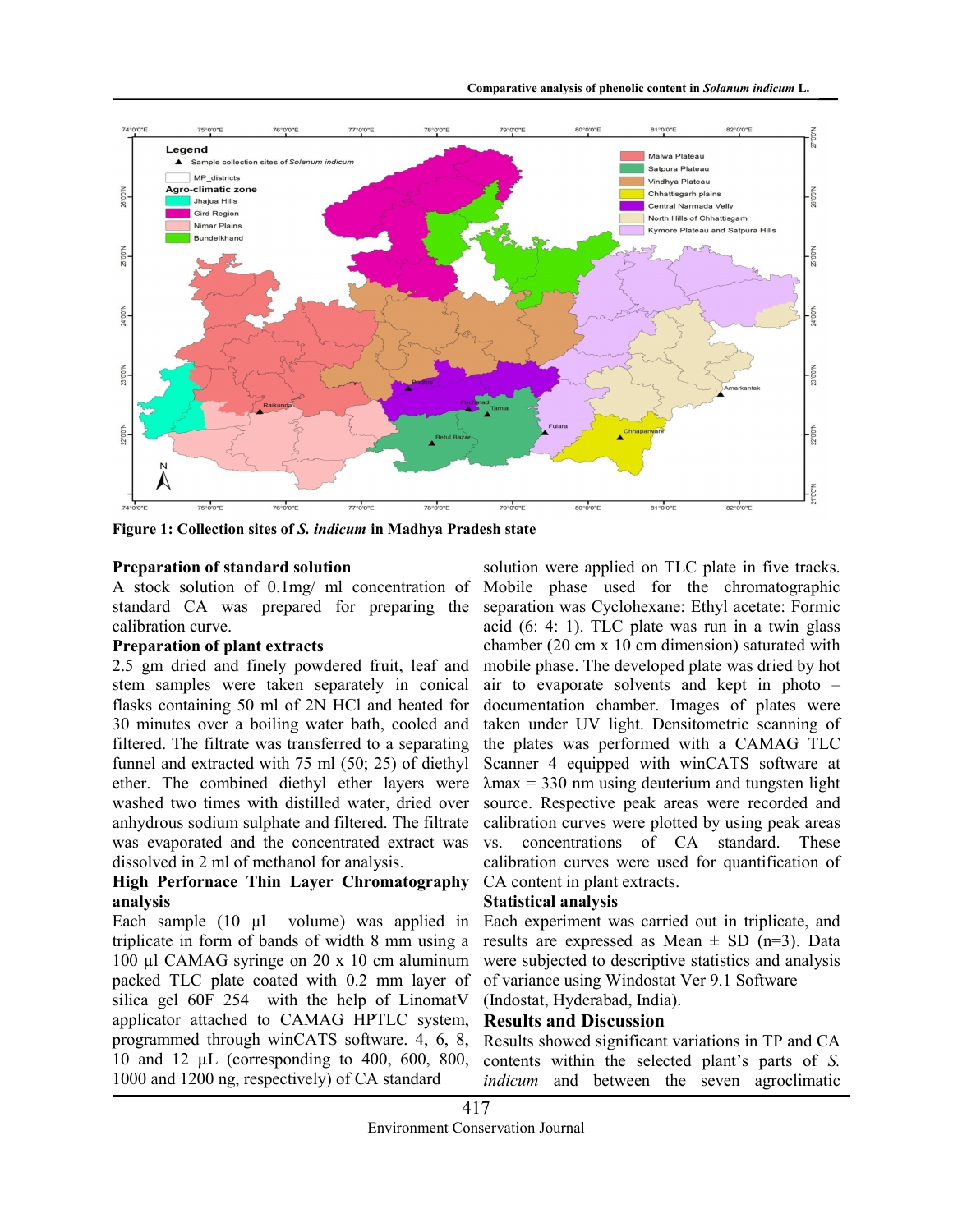Figure 1: Collection sites of *S. indicum* in Madhya Pradesh state

### Preparation of standard solution

A stock solution of 0.1mg/ ml concentration of standard CA was prepared for preparing the calibration curve.

### Preparation of plant extracts

2.5 gm dried and finely powdered fruit, leaf and stem samples were taken separately in conical flasks containing 50 ml of 2N HCl and heated for 30 minutes over a boiling water bath, cooled and filtered. The filtrate was transferred to a separating funnel and extracted with 75 ml (50; 25) of diethyl ether. The combined diethyl ether layers were washed two times with distilled water, dried over anhydrous sodium sulphate and filtered. The filtrate was evaporated and the concentrated extract was dissolved in 2 ml of methanol for analysis.

### High Perfornace Thin Layer Chromatography analysis

Each sample (10 µl volume) was applied in triplicate in form of bands of width 8 mm using a 100 µl CAMAG syringe on 20 x 10 cm aluminum packed TLC plate coated with 0.2 mm layer of silica gel 60F 254 with the help of LinomatV applicator attached to CAMAG HPTLC system, programmed through winCATS software. 4, 6, 8, 10 and 12 µL (corresponding to 400, 600, 800, 1000 and 1200 ng, respectively) of CA standard solution were applied on TLC plate in five tracks. Mobile phase used for the chromatographic separation was Cyclohexane: Ethyl acetate: Formic acid (6: 4: 1). TLC plate was run in a twin glass chamber (20 cm x 10 cm dimension) saturated with mobile phase. The developed plate was dried by hot air to evaporate solvents and kept in photo – documentation chamber. Images of plates were taken under UV light. Densitometric scanning of the plates was performed with a CAMAG TLC Scanner 4 equipped with winCATS software at λmax = 330 nm using deuterium and tungsten light source. Respective peak areas were recorded and calibration curves were plotted by using peak areas vs. concentrations of CA standard. These calibration curves were used for quantification of CA content in plant extracts.

### Statistical analysis

Each experiment was carried out in triplicate, and results are expressed as Mean ± SD (n=3). Data were subjected to descriptive statistics and analysis of variance using Windostat Ver 9.1 Software (Indostat, Hyderabad, India).

## Results and Discussion

Results showed significant variations in TP and CA contents within the selected plant's parts of *S. indicum* and between the seven agroclimatic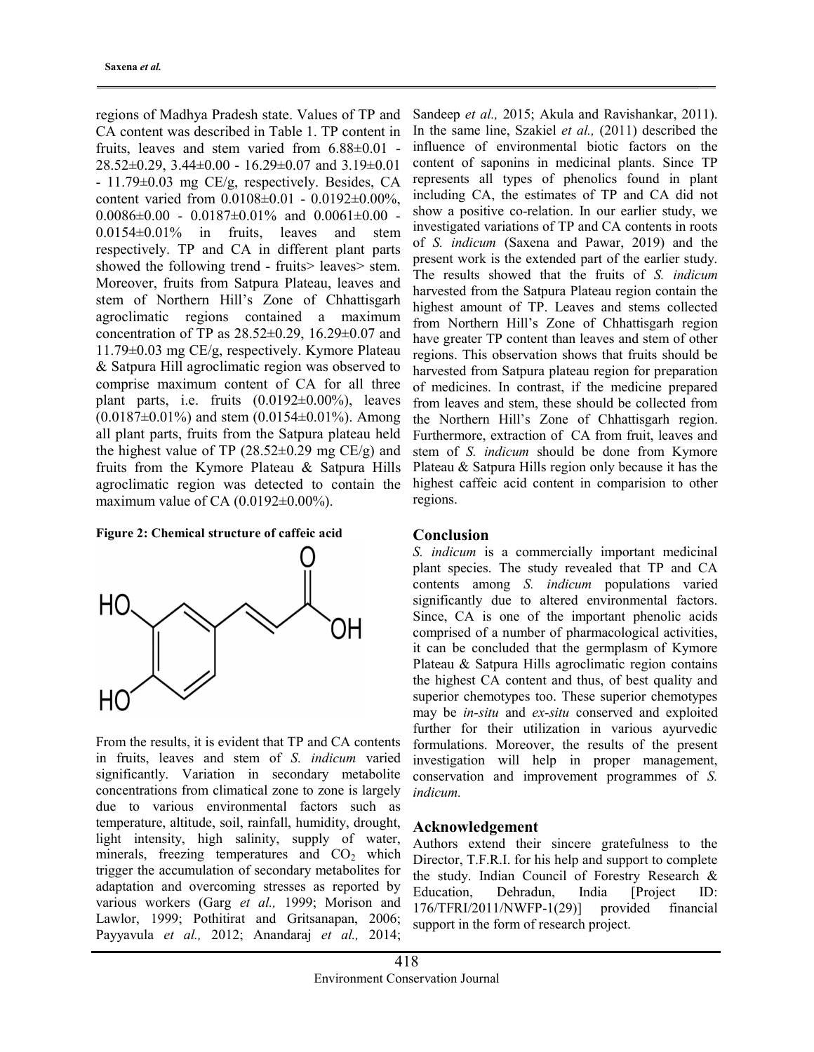regions of Madhya Pradesh state. Values of TP and CA content was described in Table 1. TP content in fruits, leaves and stem varied from 6.88±0.01 - 28.52±0.29, 3.44±0.00 - 16.29±0.07 and 3.19±0.01 - 11.79±0.03 mg CE/g, respectively. Besides, CA content varied from 0.0108±0.01 - 0.0192±0.00%, 0.0086±0.00 - 0.0187±0.01% and 0.0061±0.00 - 0.0154±0.01% in fruits, leaves and stem respectively. TP and CA in different plant parts showed the following trend - fruits> leaves> stem. Moreover, fruits from Satpura Plateau, leaves and stem of Northern Hill's Zone of Chhattisgarh agroclimatic regions contained a maximum concentration of TP as 28.52±0.29, 16.29±0.07 and 11.79±0.03 mg CE/g, respectively. Kymore Plateau & Satpura Hill agroclimatic region was observed to comprise maximum content of CA for all three plant parts, i.e. fruits (0.0192±0.00%), leaves (0.0187±0.01%) and stem (0.0154±0.01%). Among all plant parts, fruits from the Satpura plateau held the highest value of TP (28.52±0.29 mg CE/g) and fruits from the Kymore Plateau & Satpura Hills agroclimatic region was detected to contain the maximum value of CA (0.0192±0.00%).

**Figure 2: Chemical structure of caffeic acid**

From the results, it is evident that TP and CA contents in fruits, leaves and stem of *S. indicum* varied significantly. Variation in secondary metabolite concentrations from climatical zone to zone is largely due to various environmental factors such as temperature, altitude, soil, rainfall, humidity, drought, light intensity, high salinity, supply of water, minerals, freezing temperatures and $CO_2$ which trigger the accumulation of secondary metabolites for adaptation and overcoming stresses as reported by various workers (Garg *et al.,* 1999; Morison and Lawlor, 1999; Pothitirat and Gritsanapan, 2006; Payyavula *et al.,* 2012; Anandaraj *et al.,* 2014; Sandeep *et al.,* 2015; Akula and Ravishankar, 2011). In the same line, Szakiel *et al.,* (2011) described the influence of environmental biotic factors on the content of saponins in medicinal plants. Since TP represents all types of phenolics found in plant including CA, the estimates of TP and CA did not show a positive co-relation. In our earlier study, we investigated variations of TP and CA contents in roots of *S. indicum* (Saxena and Pawar, 2019) and the present work is the extended part of the earlier study. The results showed that the fruits of *S. indicum* harvested from the Satpura Plateau region contain the highest amount of TP. Leaves and stems collected from Northern Hill's Zone of Chhattisgarh region have greater TP content than leaves and stem of other regions. This observation shows that fruits should be harvested from Satpura plateau region for preparation of medicines. In contrast, if the medicine prepared from leaves and stem, these should be collected from the Northern Hill's Zone of Chhattisgarh region. Furthermore, extraction of CA from fruit, leaves and stem of *S. indicum* should be done from Kymore Plateau & Satpura Hills region only because it has the highest caffeic acid content in comparision to other regions.

## Conclusion

*S. indicum* is a commercially important medicinal plant species. The study revealed that TP and CA contents among *S. indicum* populations varied significantly due to altered environmental factors. Since, CA is one of the important phenolic acids comprised of a number of pharmacological activities, it can be concluded that the germplasm of Kymore Plateau & Satpura Hills agroclimatic region contains the highest CA content and thus, of best quality and superior chemotypes too. These superior chemotypes may be *in-situ* and *ex-situ* conserved and exploited further for their utilization in various ayurvedic formulations. Moreover, the results of the present investigation will help in proper management, conservation and improvement programmes of *S. indicum.*

## Acknowledgement

Authors extend their sincere gratefulness to the Director, T.F.R.I. for his help and support to complete the study. Indian Council of Forestry Research & Education, Dehradun, India [Project ID: 176/TFRI/2011/NWFP-1(29)] provided financial support in the form of research project.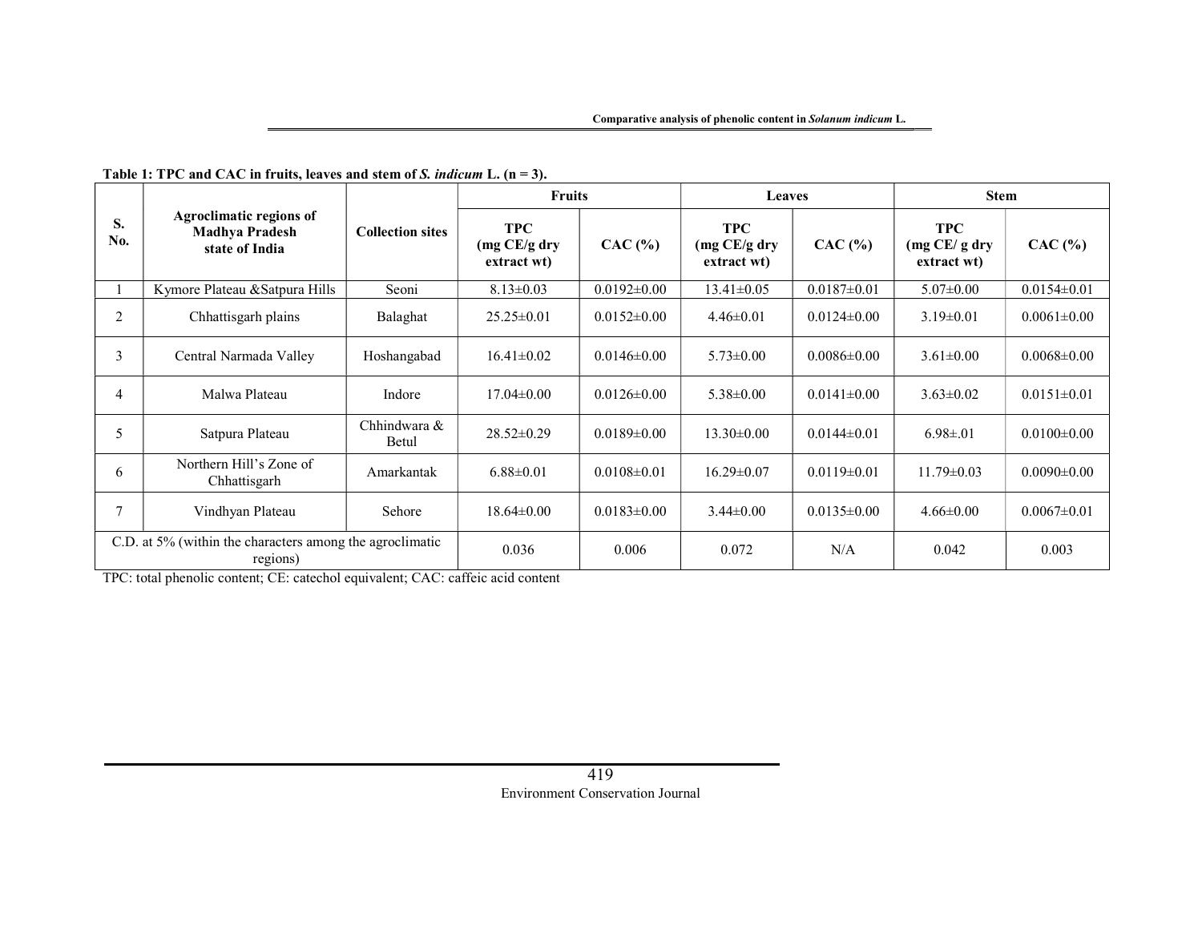**Table 1: TPC and CAC in fruits, leaves and stem of *S. indicum* L. (n = 3).**

| S. No. | Agroclimatic regions of Madhya Pradesh state of India | Collection sites | Fruits | | Leaves | | Stem | |
|---|---|---|---|---|---|---|---|---|
| | | | TPC (mg CE/g dry extract wt) | CAC (%) | TPC (mg CE/g dry extract wt) | CAC (%) | TPC (mg CE/ g dry extract wt) | CAC (%) |
| 1 | Kymore Plateau &Satpura Hills | Seoni | 8.13±0.03 | 0.0192±0.00 | 13.41±0.05 | 0.0187±0.01 | 5.07±0.00 | 0.0154±0.01 |
| 2 | Chhattisgarh plains | Balaghat | 25.25±0.01 | 0.0152±0.00 | 4.46±0.01 | 0.0124±0.00 | 3.19±0.01 | 0.0061±0.00 |
| 3 | Central Narmada Valley | Hoshangabad | 16.41±0.02 | 0.0146±0.00 | 5.73±0.00 | 0.0086±0.00 | 3.61±0.00 | 0.0068±0.00 |
| 4 | Malwa Plateau | Indore | 17.04±0.00 | 0.0126±0.00 | 5.38±0.00 | 0.0141±0.00 | 3.63±0.02 | 0.0151±0.01 |
| 5 | Satpura Plateau | Chhindwara & Betul | 28.52±0.29 | 0.0189±0.00 | 13.30±0.00 | 0.0144±0.01 | 6.98±.01 | 0.0100±0.00 |
| 6 | Northern Hill's Zone of Chhattisgarh | Amarkantak | 6.88±0.01 | 0.0108±0.01 | 16.29±0.07 | 0.0119±0.01 | 11.79±0.03 | 0.0090±0.00 |
| 7 | Vindhyan Plateau | Sehore | 18.64±0.00 | 0.0183±0.00 | 3.44±0.00 | 0.0135±0.00 | 4.66±0.00 | 0.0067±0.01 |
| C.D. at 5% (within the characters among the agroclimatic regions) | | | 0.036 | 0.006 | 0.072 | N/A | 0.042 | 0.003 |

TPC: total phenolic content; CE: catechol equivalent; CAC: caffeic acid content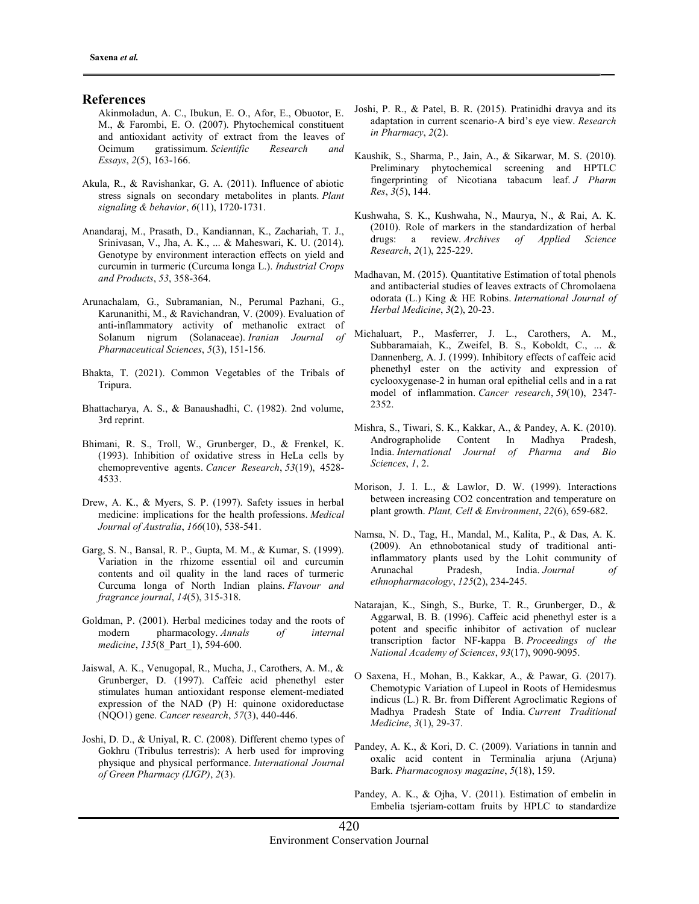## References

Akinmoladun, A. C., Ibukun, E. O., Afor, E., Obuotor, E. M., & Farombi, E. O. (2007). Phytochemical constituent and antioxidant activity of extract from the leaves of Ocimum gratissimum. *Scientific Research and Essays*, *2*(5), 163-166.

Akula, R., & Ravishankar, G. A. (2011). Influence of abiotic stress signals on secondary metabolites in plants. *Plant signaling & behavior*, *6*(11), 1720-1731.

Anandaraj, M., Prasath, D., Kandiannan, K., Zachariah, T. J., Srinivasan, V., Jha, A. K., ... & Maheswari, K. U. (2014). Genotype by environment interaction effects on yield and curcumin in turmeric (Curcuma longa L.). *Industrial Crops and Products*, *53*, 358-364.

Arunachalam, G., Subramanian, N., Perumal Pazhani, G., Karunanithi, M., & Ravichandran, V. (2009). Evaluation of anti-inflammatory activity of methanolic extract of Solanum nigrum (Solanaceae). *Iranian Journal of Pharmaceutical Sciences*, *5*(3), 151-156.

Bhakta, T. (2021). Common Vegetables of the Tribals of Tripura.

Bhattacharya, A. S., & Banaushadhi, C. (1982). 2nd volume, 3rd reprint.

Bhimani, R. S., Troll, W., Grunberger, D., & Frenkel, K. (1993). Inhibition of oxidative stress in HeLa cells by chemopreventive agents. *Cancer Research*, *53*(19), 4528-4533.

Drew, A. K., & Myers, S. P. (1997). Safety issues in herbal medicine: implications for the health professions. *Medical Journal of Australia*, *166*(10), 538-541.

Garg, S. N., Bansal, R. P., Gupta, M. M., & Kumar, S. (1999). Variation in the rhizome essential oil and curcumin contents and oil quality in the land races of turmeric Curcuma longa of North Indian plains. *Flavour and fragrance journal*, *14*(5), 315-318.

Goldman, P. (2001). Herbal medicines today and the roots of modern pharmacology. *Annals of internal medicine*, *135*(8_Part_1), 594-600.

Jaiswal, A. K., Venugopal, R., Mucha, J., Carothers, A. M., & Grunberger, D. (1997). Caffeic acid phenethyl ester stimulates human antioxidant response element-mediated expression of the NAD (P) H: quinone oxidoreductase (NQO1) gene. *Cancer research*, *57*(3), 440-446.

Joshi, D. D., & Uniyal, R. C. (2008). Different chemo types of Gokhru (Tribulus terrestris): A herb used for improving physique and physical performance. *International Journal of Green Pharmacy (IJGP)*, *2*(3).

Joshi, P. R., & Patel, B. R. (2015). Pratinidhi dravya and its adaptation in current scenario-A bird's eye view. *Research in Pharmacy*, *2*(2).

Kaushik, S., Sharma, P., Jain, A., & Sikarwar, M. S. (2010). Preliminary phytochemical screening and HPTLC fingerprinting of Nicotiana tabacum leaf. *J Pharm Res*, *3*(5), 144.

Kushwaha, S. K., Kushwaha, N., Maurya, N., & Rai, A. K. (2010). Role of markers in the standardization of herbal drugs: a review. *Archives of Applied Science Research*, *2*(1), 225-229.

Madhavan, M. (2015). Quantitative Estimation of total phenols and antibacterial studies of leaves extracts of Chromolaena odorata (L.) King & HE Robins. *International Journal of Herbal Medicine*, *3*(2), 20-23.

Michaluart, P., Masferrer, J. L., Carothers, A. M., Subbaramaiah, K., Zweifel, B. S., Koboldt, C., ... & Dannenberg, A. J. (1999). Inhibitory effects of caffeic acid phenethyl ester on the activity and expression of cyclooxygenase-2 in human oral epithelial cells and in a rat model of inflammation. *Cancer research*, *59*(10), 2347-2352.

Mishra, S., Tiwari, S. K., Kakkar, A., & Pandey, A. K. (2010). Andrographolide Content In Madhya Pradesh, India. *International Journal of Pharma and Bio Sciences*, *1*, 2.

Morison, J. I. L., & Lawlor, D. W. (1999). Interactions between increasing CO2 concentration and temperature on plant growth. *Plant, Cell & Environment*, *22*(6), 659-682.

Namsa, N. D., Tag, H., Mandal, M., Kalita, P., & Das, A. K. (2009). An ethnobotanical study of traditional anti-inflammatory plants used by the Lohit community of Arunachal Pradesh, India. *Journal of ethnopharmacology*, *125*(2), 234-245.

Natarajan, K., Singh, S., Burke, T. R., Grunberger, D., & Aggarwal, B. B. (1996). Caffeic acid phenethyl ester is a potent and specific inhibitor of activation of nuclear transcription factor NF-kappa B. *Proceedings of the National Academy of Sciences*, *93*(17), 9090-9095.

O Saxena, H., Mohan, B., Kakkar, A., & Pawar, G. (2017). Chemotypic Variation of Lupeol in Roots of Hemidesmus indicus (L.) R. Br. from Different Agroclimatic Regions of Madhya Pradesh State of India. *Current Traditional Medicine*, *3*(1), 29-37.

Pandey, A. K., & Kori, D. C. (2009). Variations in tannin and oxalic acid content in Terminalia arjuna (Arjuna) Bark. *Pharmacognosy magazine*, *5*(18), 159.

Pandey, A. K., & Ojha, V. (2011). Estimation of embelin in Embelia tsjeriam-cottam fruits by HPLC to standardize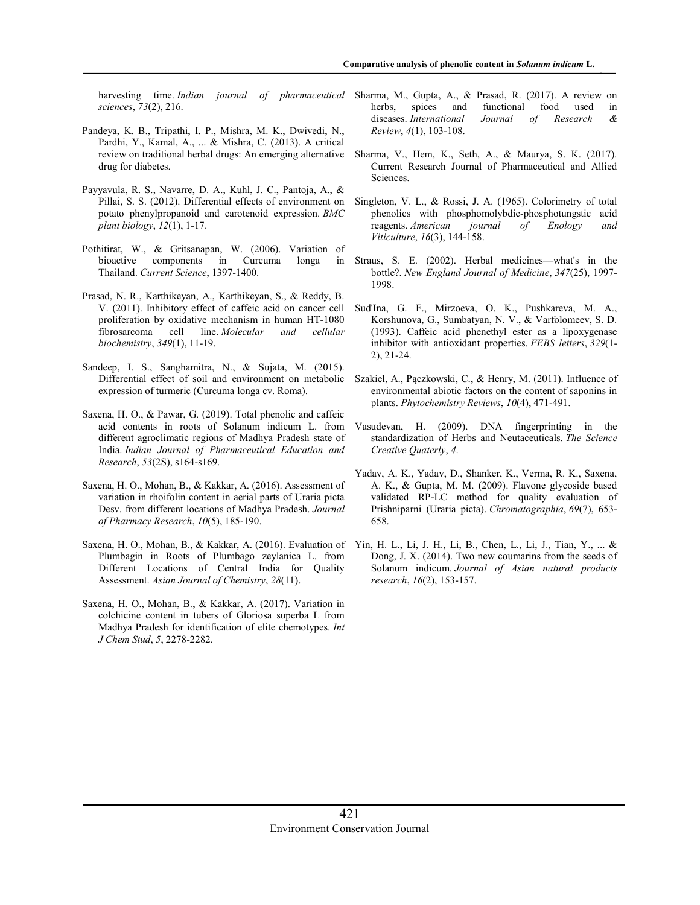harvesting time. *Indian journal of pharmaceutical sciences*, *73*(2), 216.

Pandeya, K. B., Tripathi, I. P., Mishra, M. K., Dwivedi, N., Pardhi, Y., Kamal, A., ... & Mishra, C. (2013). A critical review on traditional herbal drugs: An emerging alternative drug for diabetes.

Payyavula, R. S., Navarre, D. A., Kuhl, J. C., Pantoja, A., & Pillai, S. S. (2012). Differential effects of environment on potato phenylpropanoid and carotenoid expression. *BMC plant biology*, *12*(1), 1-17.

Pothitirat, W., & Gritsanapan, W. (2006). Variation of bioactive components in Curcuma longa in Thailand. *Current Science*, 1397-1400.

Prasad, N. R., Karthikeyan, A., Karthikeyan, S., & Reddy, B. V. (2011). Inhibitory effect of caffeic acid on cancer cell proliferation by oxidative mechanism in human HT-1080 fibrosarcoma cell line. *Molecular and cellular biochemistry*, *349*(1), 11-19.

Sandeep, I. S., Sanghamitra, N., & Sujata, M. (2015). Differential effect of soil and environment on metabolic expression of turmeric (Curcuma longa cv. Roma).

Saxena, H. O., & Pawar, G. (2019). Total phenolic and caffeic acid contents in roots of Solanum indicum L. from different agroclimatic regions of Madhya Pradesh state of India. *Indian Journal of Pharmaceutical Education and Research*, *53*(2S), s164-s169.

Saxena, H. O., Mohan, B., & Kakkar, A. (2016). Assessment of variation in rhoifolin content in aerial parts of Uraria picta Desv. from different locations of Madhya Pradesh. *Journal of Pharmacy Research*, *10*(5), 185-190.

Saxena, H. O., Mohan, B., & Kakkar, A. (2016). Evaluation of Plumbagin in Roots of Plumbago zeylanica L. from Different Locations of Central India for Quality Assessment. *Asian Journal of Chemistry*, *28*(11).

Saxena, H. O., Mohan, B., & Kakkar, A. (2017). Variation in colchicine content in tubers of Gloriosa superba L from Madhya Pradesh for identification of elite chemotypes. *Int J Chem Stud*, *5*, 2278-2282.

Sharma, M., Gupta, A., & Prasad, R. (2017). A review on herbs, spices and functional food used in diseases. *International Journal of Research & Review*, *4*(1), 103-108.

Sharma, V., Hem, K., Seth, A., & Maurya, S. K. (2017). Current Research Journal of Pharmaceutical and Allied Sciences.

Singleton, V. L., & Rossi, J. A. (1965). Colorimetry of total phenolics with phosphomolybdic-phosphotungstic acid reagents. *American journal of Enology and Viticulture*, *16*(3), 144-158.

Straus, S. E. (2002). Herbal medicines—what's in the bottle?. *New England Journal of Medicine*, *347*(25), 1997-1998.

Sud'Ina, G. F., Mirzoeva, O. K., Pushkareva, M. A., Korshunova, G., Sumbatyan, N. V., & Varfolomeev, S. D. (1993). Caffeic acid phenethyl ester as a lipoxygenase inhibitor with antioxidant properties. *FEBS letters*, *329*(1-2), 21-24.

Szakiel, A., Pączkowski, C., & Henry, M. (2011). Influence of environmental abiotic factors on the content of saponins in plants. *Phytochemistry Reviews*, *10*(4), 471-491.

Vasudevan, H. (2009). DNA fingerprinting in the standardization of Herbs and Neutaceuticals. *The Science Creative Quaterly*, *4*.

Yadav, A. K., Yadav, D., Shanker, K., Verma, R. K., Saxena, A. K., & Gupta, M. M. (2009). Flavone glycoside based validated RP-LC method for quality evaluation of Prishniparni (Uraria picta). *Chromatographia*, *69*(7), 653-658.

Yin, H. L., Li, J. H., Li, B., Chen, L., Li, J., Tian, Y., ... & Dong, J. X. (2014). Two new coumarins from the seeds of Solanum indicum. *Journal of Asian natural products research*, *16*(2), 153-157.